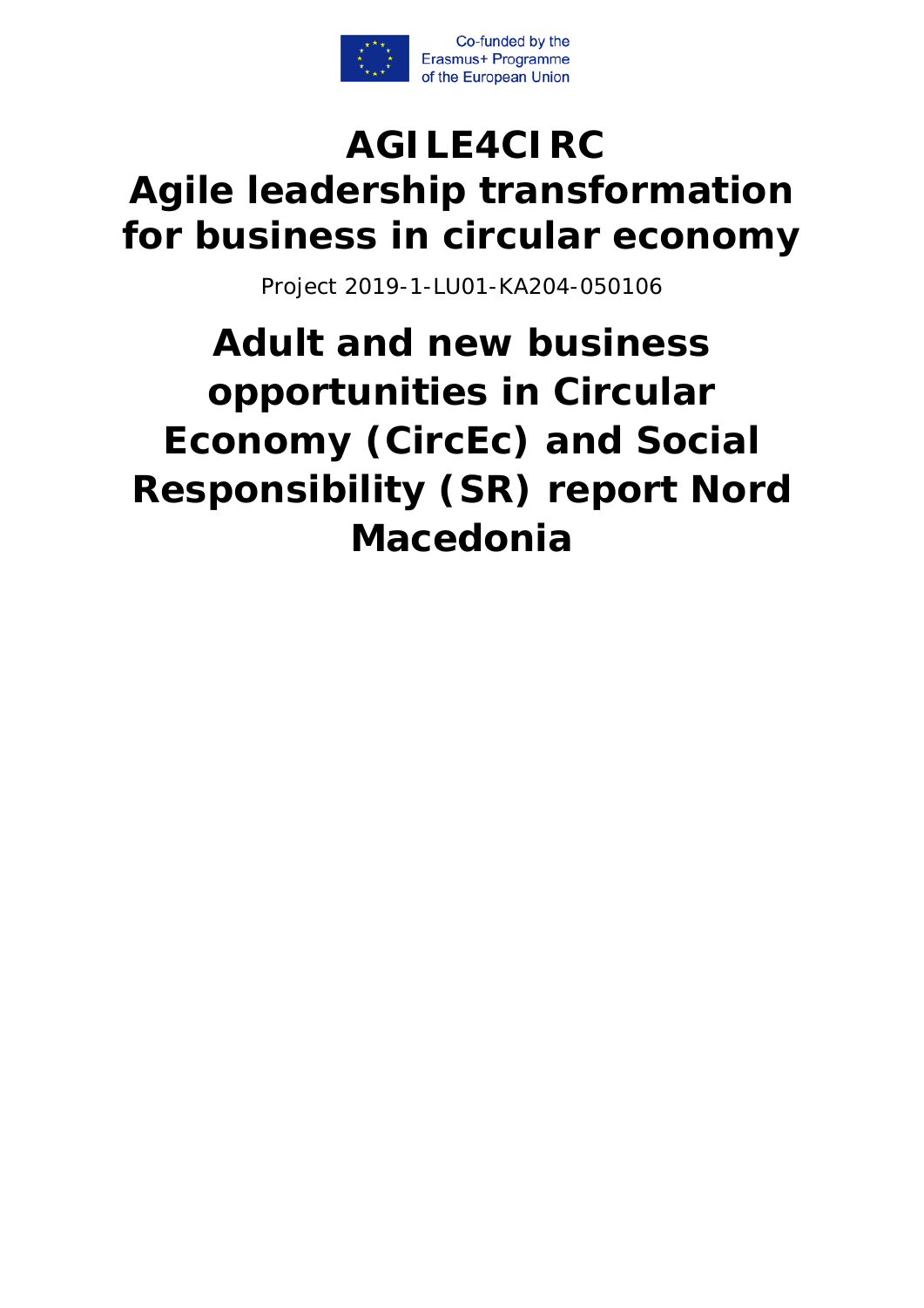Co-funded by the Erasmus+ Programme of the European Union

# AGILE4CIRC
# Agile leadership transformation for business in circular economy

Project 2019-1-LU01-KA204-050106

# Adult and new business opportunities in Circular Economy (CircEc) and Social Responsibility (SR) report Nord Macedonia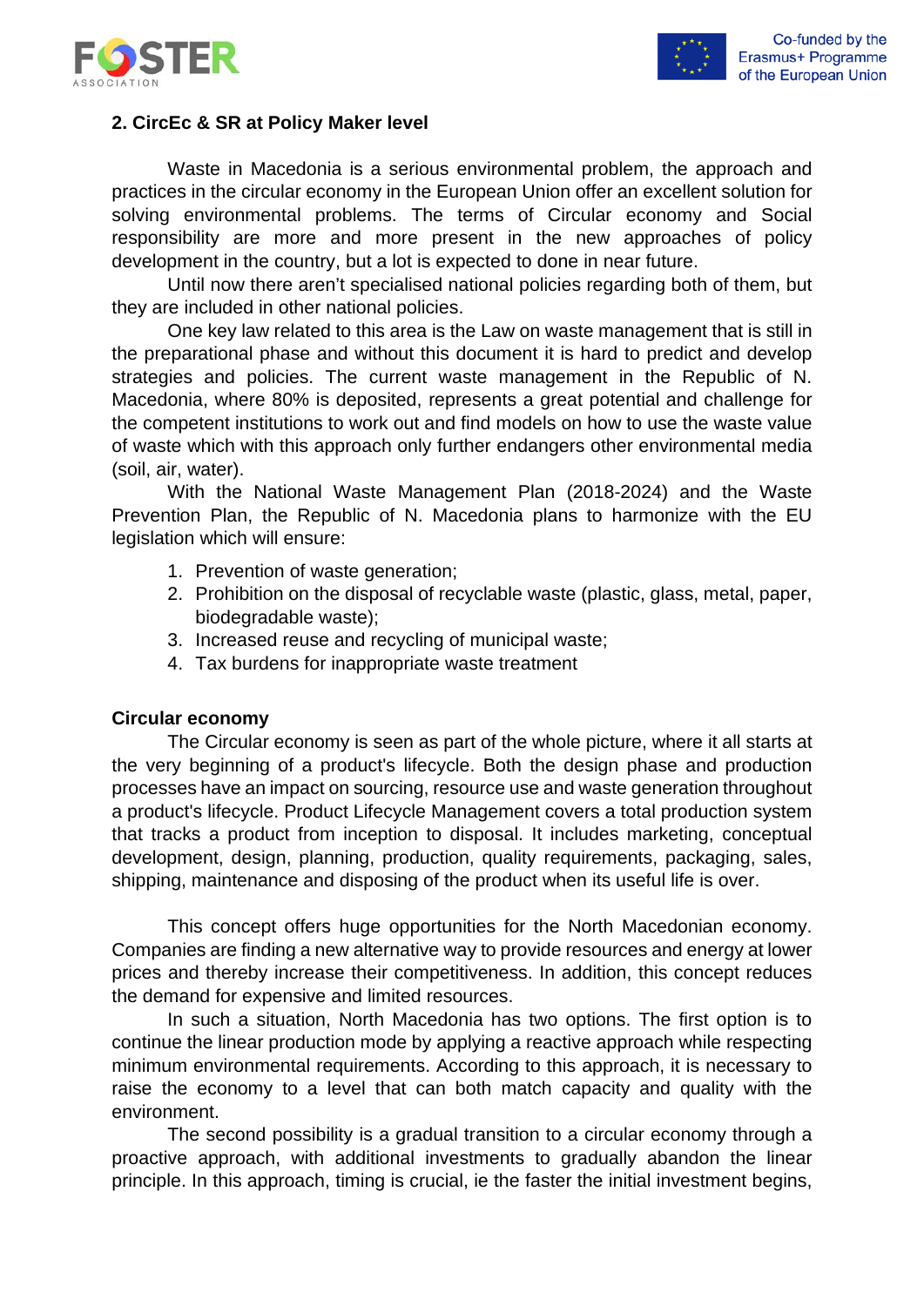## 2. CircEc & SR at Policy Maker level

Waste in Macedonia is a serious environmental problem, the approach and practices in the circular economy in the European Union offer an excellent solution for solving environmental problems. The terms of Circular economy and Social responsibility are more and more present in the new approaches of policy development in the country, but a lot is expected to done in near future.

Until now there aren't specialised national policies regarding both of them, but they are included in other national policies.

One key law related to this area is the Law on waste management that is still in the preparational phase and without this document it is hard to predict and develop strategies and policies. The current waste management in the Republic of N. Macedonia, where 80% is deposited, represents a great potential and challenge for the competent institutions to work out and find models on how to use the waste value of waste which with this approach only further endangers other environmental media (soil, air, water).

With the National Waste Management Plan (2018-2024) and the Waste Prevention Plan, the Republic of N. Macedonia plans to harmonize with the EU legislation which will ensure:

1. Prevention of waste generation;
2. Prohibition on the disposal of recyclable waste (plastic, glass, metal, paper, biodegradable waste);
3. Increased reuse and recycling of municipal waste;
4. Tax burdens for inappropriate waste treatment

**Circular economy**

The Circular economy is seen as part of the whole picture, where it all starts at the very beginning of a product's lifecycle. Both the design phase and production processes have an impact on sourcing, resource use and waste generation throughout a product's lifecycle. Product Lifecycle Management covers a total production system that tracks a product from inception to disposal. It includes marketing, conceptual development, design, planning, production, quality requirements, packaging, sales, shipping, maintenance and disposing of the product when its useful life is over.

This concept offers huge opportunities for the North Macedonian economy. Companies are finding a new alternative way to provide resources and energy at lower prices and thereby increase their competitiveness. In addition, this concept reduces the demand for expensive and limited resources.

In such a situation, North Macedonia has two options. The first option is to continue the linear production mode by applying a reactive approach while respecting minimum environmental requirements. According to this approach, it is necessary to raise the economy to a level that can both match capacity and quality with the environment.

The second possibility is a gradual transition to a circular economy through a proactive approach, with additional investments to gradually abandon the linear principle. In this approach, timing is crucial, ie the faster the initial investment begins,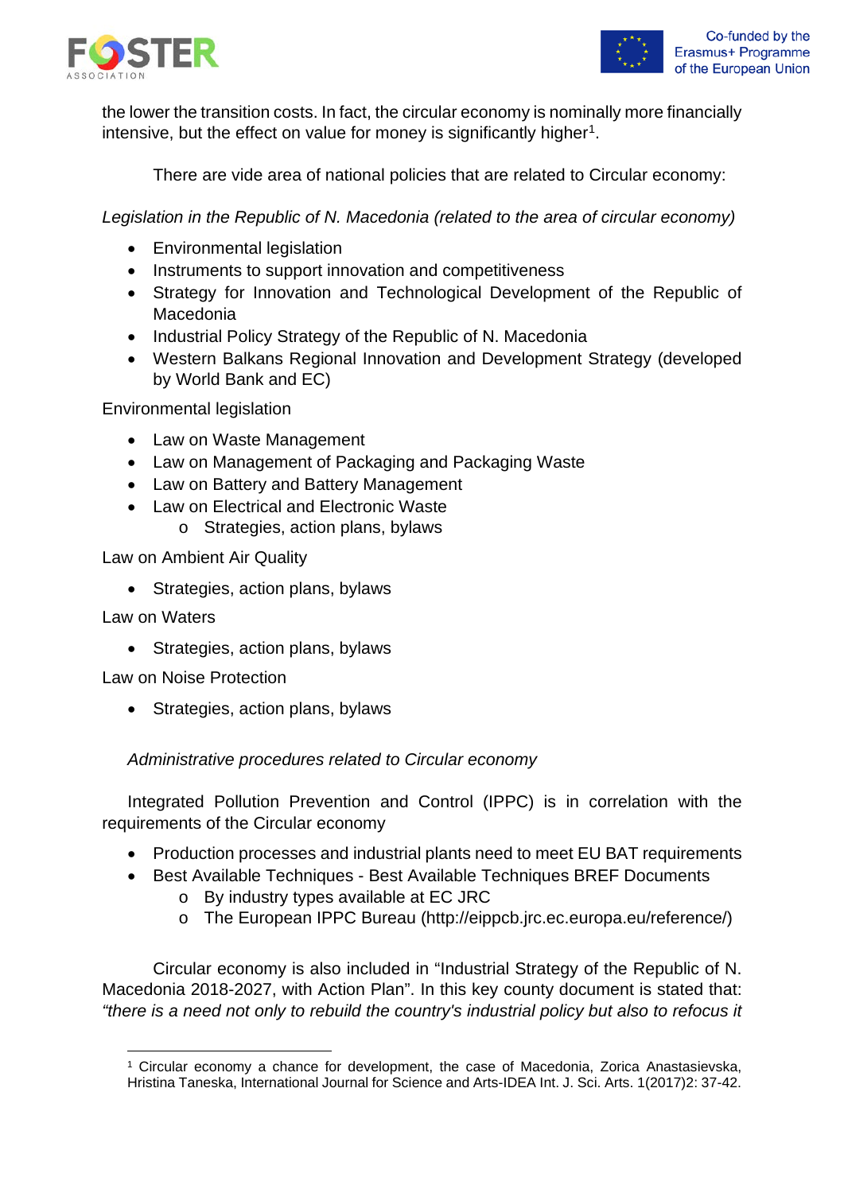the lower the transition costs. In fact, the circular economy is nominally more financially intensive, but the effect on value for money is significantly higher[1].

There are vide area of national policies that are related to Circular economy:

*Legislation in the Republic of N. Macedonia (related to the area of circular economy)*

- Environmental legislation
- Instruments to support innovation and competitiveness
- Strategy for Innovation and Technological Development of the Republic of Macedonia
- Industrial Policy Strategy of the Republic of N. Macedonia
- Western Balkans Regional Innovation and Development Strategy (developed by World Bank and EC)

Environmental legislation

- Law on Waste Management
- Law on Management of Packaging and Packaging Waste
- Law on Battery and Battery Management
- Law on Electrical and Electronic Waste
  - Strategies, action plans, bylaws

Law on Ambient Air Quality

- Strategies, action plans, bylaws

Law on Waters

- Strategies, action plans, bylaws

Law on Noise Protection

- Strategies, action plans, bylaws

*Administrative procedures related to Circular economy*

Integrated Pollution Prevention and Control (IPPC) is in correlation with the requirements of the Circular economy

- Production processes and industrial plants need to meet EU BAT requirements
- Best Available Techniques - Best Available Techniques BREF Documents
  - By industry types available at EC JRC
  - The European IPPC Bureau (http://eippcb.jrc.ec.europa.eu/reference/)

Circular economy is also included in "Industrial Strategy of the Republic of N. Macedonia 2018-2027, with Action Plan". In this key county document is stated that: *"there is a need not only to rebuild the country's industrial policy but also to refocus it*

---

[1] Circular economy a chance for development, the case of Macedonia, Zorica Anastasievska, Hristina Taneska, International Journal for Science and Arts-IDEA Int. J. Sci. Arts. 1(2017)2: 37-42.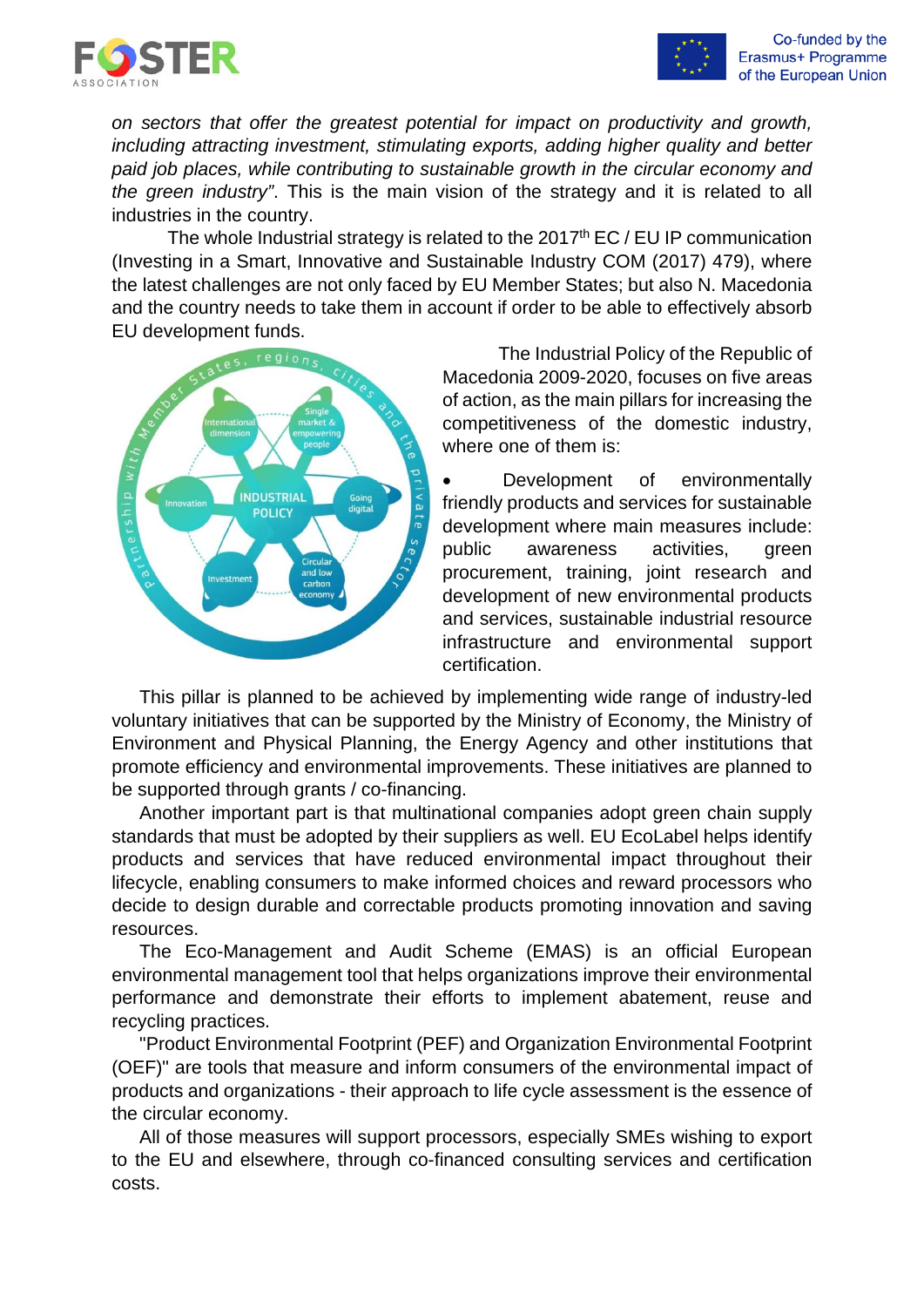*on sectors that offer the greatest potential for impact on productivity and growth, including attracting investment, stimulating exports, adding higher quality and better paid job places, while contributing to sustainable growth in the circular economy and the green industry"*. This is the main vision of the strategy and it is related to all industries in the country.

The whole Industrial strategy is related to the 2017th EC / EU IP communication (Investing in a Smart, Innovative and Sustainable Industry COM (2017) 479), where the latest challenges are not only faced by EU Member States; but also N. Macedonia and the country needs to take them in account if order to be able to effectively absorb EU development funds.

The Industrial Policy of the Republic of Macedonia 2009-2020, focuses on five areas of action, as the main pillars for increasing the competitiveness of the domestic industry, where one of them is:

- Development of environmentally friendly products and services for sustainable development where main measures include: public awareness activities, green procurement, training, joint research and development of new environmental products and services, sustainable industrial resource infrastructure and environmental support certification.

This pillar is planned to be achieved by implementing wide range of industry-led voluntary initiatives that can be supported by the Ministry of Economy, the Ministry of Environment and Physical Planning, the Energy Agency and other institutions that promote efficiency and environmental improvements. These initiatives are planned to be supported through grants / co-financing.

Another important part is that multinational companies adopt green chain supply standards that must be adopted by their suppliers as well. EU EcoLabel helps identify products and services that have reduced environmental impact throughout their lifecycle, enabling consumers to make informed choices and reward processors who decide to design durable and correctable products promoting innovation and saving resources.

The Eco-Management and Audit Scheme (EMAS) is an official European environmental management tool that helps organizations improve their environmental performance and demonstrate their efforts to implement abatement, reuse and recycling practices.

"Product Environmental Footprint (PEF) and Organization Environmental Footprint (OEF)" are tools that measure and inform consumers of the environmental impact of products and organizations - their approach to life cycle assessment is the essence of the circular economy.

All of those measures will support processors, especially SMEs wishing to export to the EU and elsewhere, through co-financed consulting services and certification costs.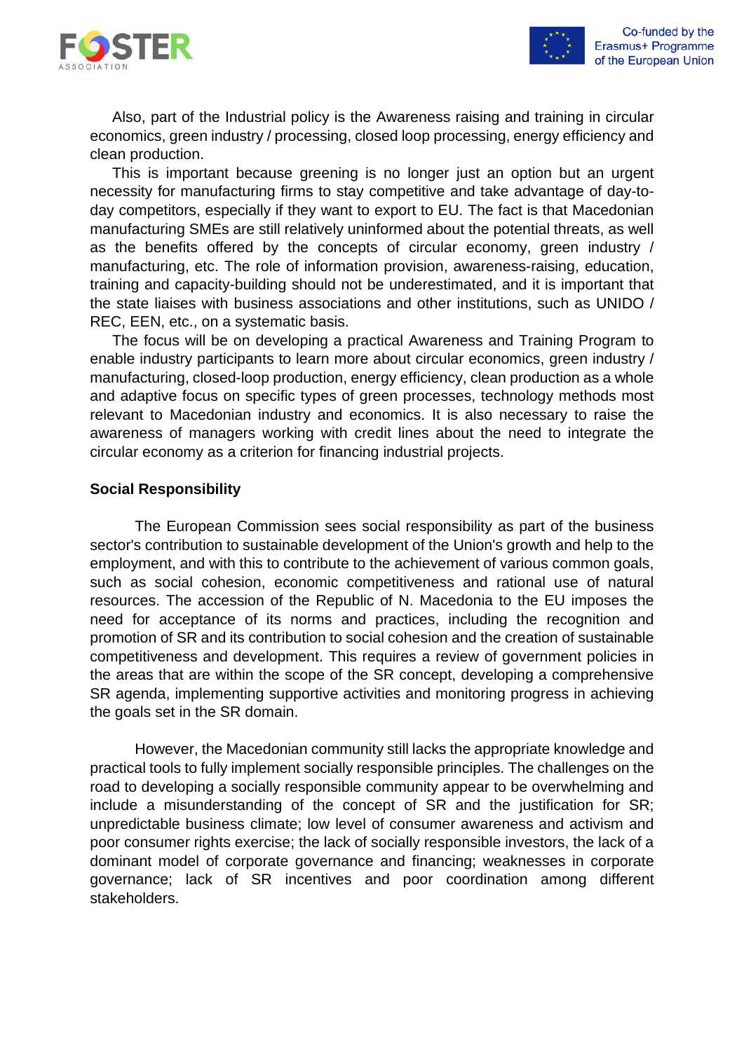Also, part of the Industrial policy is the Awareness raising and training in circular economics, green industry / processing, closed loop processing, energy efficiency and clean production.

This is important because greening is no longer just an option but an urgent necessity for manufacturing firms to stay competitive and take advantage of day-to-day competitors, especially if they want to export to EU. The fact is that Macedonian manufacturing SMEs are still relatively uninformed about the potential threats, as well as the benefits offered by the concepts of circular economy, green industry / manufacturing, etc. The role of information provision, awareness-raising, education, training and capacity-building should not be underestimated, and it is important that the state liaises with business associations and other institutions, such as UNIDO / REC, EEN, etc., on a systematic basis.

The focus will be on developing a practical Awareness and Training Program to enable industry participants to learn more about circular economics, green industry / manufacturing, closed-loop production, energy efficiency, clean production as a whole and adaptive focus on specific types of green processes, technology methods most relevant to Macedonian industry and economics. It is also necessary to raise the awareness of managers working with credit lines about the need to integrate the circular economy as a criterion for financing industrial projects.

**Social Responsibility**

The European Commission sees social responsibility as part of the business sector's contribution to sustainable development of the Union's growth and help to the employment, and with this to contribute to the achievement of various common goals, such as social cohesion, economic competitiveness and rational use of natural resources. The accession of the Republic of N. Macedonia to the EU imposes the need for acceptance of its norms and practices, including the recognition and promotion of SR and its contribution to social cohesion and the creation of sustainable competitiveness and development. This requires a review of government policies in the areas that are within the scope of the SR concept, developing a comprehensive SR agenda, implementing supportive activities and monitoring progress in achieving the goals set in the SR domain.

However, the Macedonian community still lacks the appropriate knowledge and practical tools to fully implement socially responsible principles. The challenges on the road to developing a socially responsible community appear to be overwhelming and include a misunderstanding of the concept of SR and the justification for SR; unpredictable business climate; low level of consumer awareness and activism and poor consumer rights exercise; the lack of socially responsible investors, the lack of a dominant model of corporate governance and financing; weaknesses in corporate governance; lack of SR incentives and poor coordination among different stakeholders.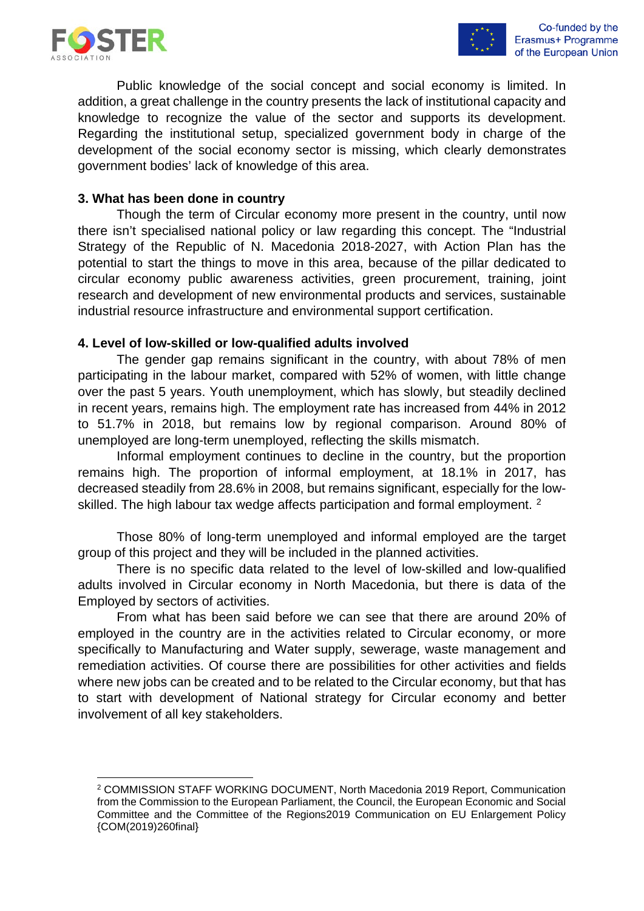Public knowledge of the social concept and social economy is limited. In addition, a great challenge in the country presents the lack of institutional capacity and knowledge to recognize the value of the sector and supports its development. Regarding the institutional setup, specialized government body in charge of the development of the social economy sector is missing, which clearly demonstrates government bodies' lack of knowledge of this area.

**3. What has been done in country**

Though the term of Circular economy more present in the country, until now there isn't specialised national policy or law regarding this concept. The "Industrial Strategy of the Republic of N. Macedonia 2018-2027, with Action Plan has the potential to start the things to move in this area, because of the pillar dedicated to circular economy public awareness activities, green procurement, training, joint research and development of new environmental products and services, sustainable industrial resource infrastructure and environmental support certification.

**4. Level of low-skilled or low-qualified adults involved**

The gender gap remains significant in the country, with about 78% of men participating in the labour market, compared with 52% of women, with little change over the past 5 years. Youth unemployment, which has slowly, but steadily declined in recent years, remains high. The employment rate has increased from 44% in 2012 to 51.7% in 2018, but remains low by regional comparison. Around 80% of unemployed are long-term unemployed, reflecting the skills mismatch.

Informal employment continues to decline in the country, but the proportion remains high. The proportion of informal employment, at 18.1% in 2017, has decreased steadily from 28.6% in 2008, but remains significant, especially for the low-skilled. The high labour tax wedge affects participation and formal employment. [2]

Those 80% of long-term unemployed and informal employed are the target group of this project and they will be included in the planned activities.

There is no specific data related to the level of low-skilled and low-qualified adults involved in Circular economy in North Macedonia, but there is data of the Employed by sectors of activities.

From what has been said before we can see that there are around 20% of employed in the country are in the activities related to Circular economy, or more specifically to Manufacturing and Water supply, sewerage, waste management and remediation activities. Of course there are possibilities for other activities and fields where new jobs can be created and to be related to the Circular economy, but that has to start with development of National strategy for Circular economy and better involvement of all key stakeholders.

---

[2] COMMISSION STAFF WORKING DOCUMENT, North Macedonia 2019 Report, Communication from the Commission to the European Parliament, the Council, the European Economic and Social Committee and the Committee of the Regions2019 Communication on EU Enlargement Policy {COM(2019)260final}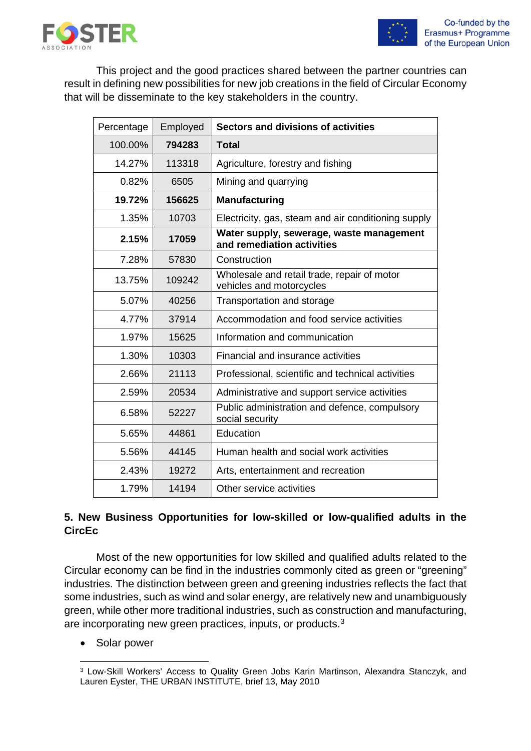This project and the good practices shared between the partner countries can result in defining new possibilities for new job creations in the field of Circular Economy that will be disseminate to the key stakeholders in the country.

| Percentage | Employed | **Sectors and divisions of activities** |
|---|---|---|
| 100.00% | **794283** | **Total** |
| 14.27% | 113318 | Agriculture, forestry and fishing |
| 0.82% | 6505 | Mining and quarrying |
| **19.72%** | **156625** | **Manufacturing** |
| 1.35% | 10703 | Electricity, gas, steam and air conditioning supply |
| **2.15%** | **17059** | **Water supply, sewerage, waste management and remediation activities** |
| 7.28% | 57830 | Construction |
| 13.75% | 109242 | Wholesale and retail trade, repair of motor vehicles and motorcycles |
| 5.07% | 40256 | Transportation and storage |
| 4.77% | 37914 | Accommodation and food service activities |
| 1.97% | 15625 | Information and communication |
| 1.30% | 10303 | Financial and insurance activities |
| 2.66% | 21113 | Professional, scientific and technical activities |
| 2.59% | 20534 | Administrative and support service activities |
| 6.58% | 52227 | Public administration and defence, compulsory social security |
| 5.65% | 44861 | Education |
| 5.56% | 44145 | Human health and social work activities |
| 2.43% | 19272 | Arts, entertainment and recreation |
| 1.79% | 14194 | Other service activities |

## 5. New Business Opportunities for low-skilled or low-qualified adults in the CircEc

Most of the new opportunities for low skilled and qualified adults related to the Circular economy can be find in the industries commonly cited as green or "greening" industries. The distinction between green and greening industries reflects the fact that some industries, such as wind and solar energy, are relatively new and unambiguously green, while other more traditional industries, such as construction and manufacturing, are incorporating new green practices, inputs, or products.[3]

- Solar power

[3] Low-Skill Workers' Access to Quality Green Jobs Karin Martinson, Alexandra Stanczyk, and Lauren Eyster, THE URBAN INSTITUTE, brief 13, May 2010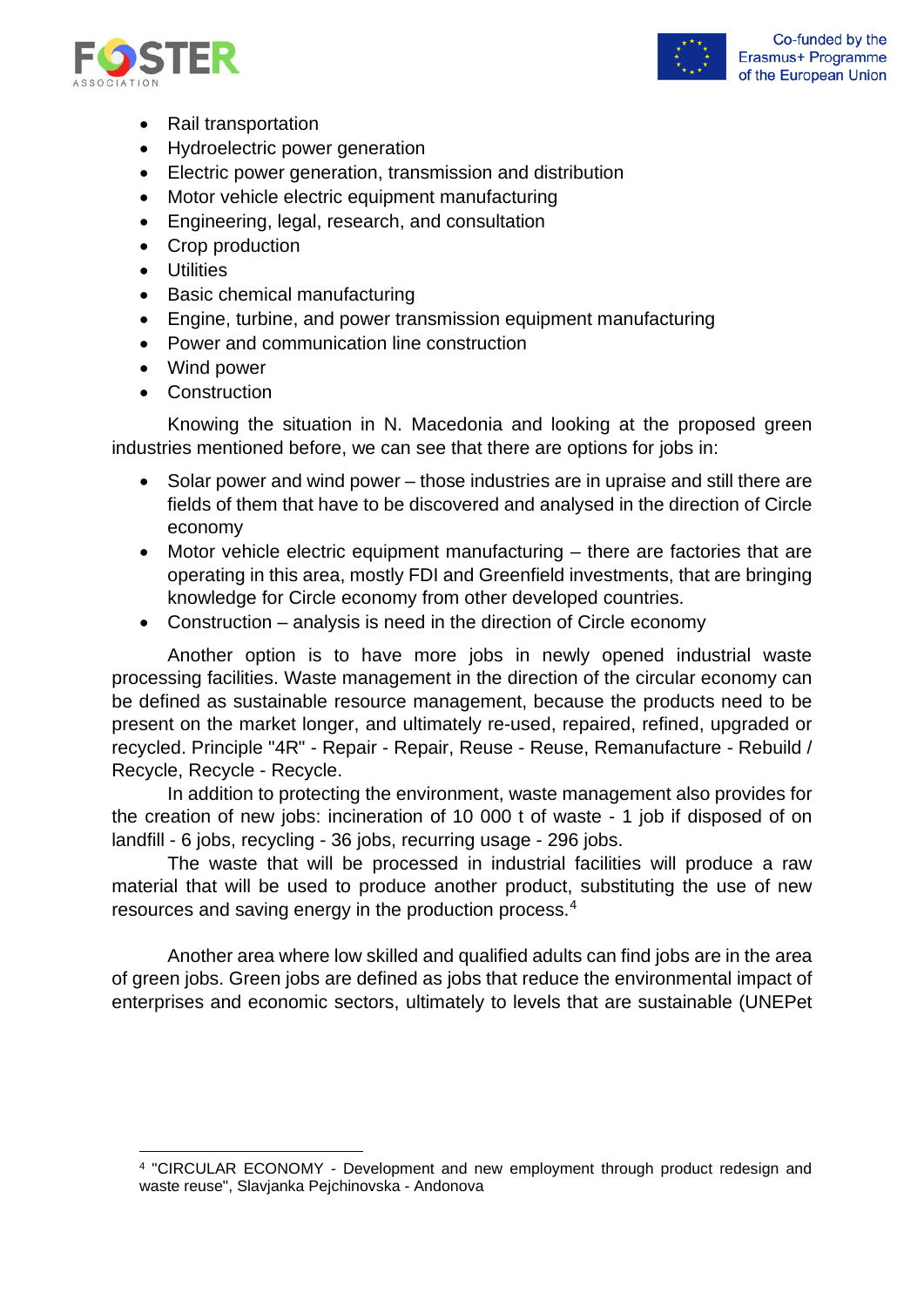- Rail transportation
- Hydroelectric power generation
- Electric power generation, transmission and distribution
- Motor vehicle electric equipment manufacturing
- Engineering, legal, research, and consultation
- Crop production
- Utilities
- Basic chemical manufacturing
- Engine, turbine, and power transmission equipment manufacturing
- Power and communication line construction
- Wind power
- Construction

Knowing the situation in N. Macedonia and looking at the proposed green industries mentioned before, we can see that there are options for jobs in:

- Solar power and wind power – those industries are in upraise and still there are fields of them that have to be discovered and analysed in the direction of Circle economy
- Motor vehicle electric equipment manufacturing – there are factories that are operating in this area, mostly FDI and Greenfield investments, that are bringing knowledge for Circle economy from other developed countries.
- Construction – analysis is need in the direction of Circle economy

Another option is to have more jobs in newly opened industrial waste processing facilities. Waste management in the direction of the circular economy can be defined as sustainable resource management, because the products need to be present on the market longer, and ultimately re-used, repaired, refined, upgraded or recycled. Principle "4R" - Repair - Repair, Reuse - Reuse, Remanufacture - Rebuild / Recycle, Recycle - Recycle.

In addition to protecting the environment, waste management also provides for the creation of new jobs: incineration of 10 000 t of waste - 1 job if disposed of on landfill - 6 jobs, recycling - 36 jobs, recurring usage - 296 jobs.

The waste that will be processed in industrial facilities will produce a raw material that will be used to produce another product, substituting the use of new resources and saving energy in the production process.[4]

Another area where low skilled and qualified adults can find jobs are in the area of green jobs. Green jobs are defined as jobs that reduce the environmental impact of enterprises and economic sectors, ultimately to levels that are sustainable (UNEPet

---

[4] "CIRCULAR ECONOMY - Development and new employment through product redesign and waste reuse", Slavjanka Pejchinovska - Andonova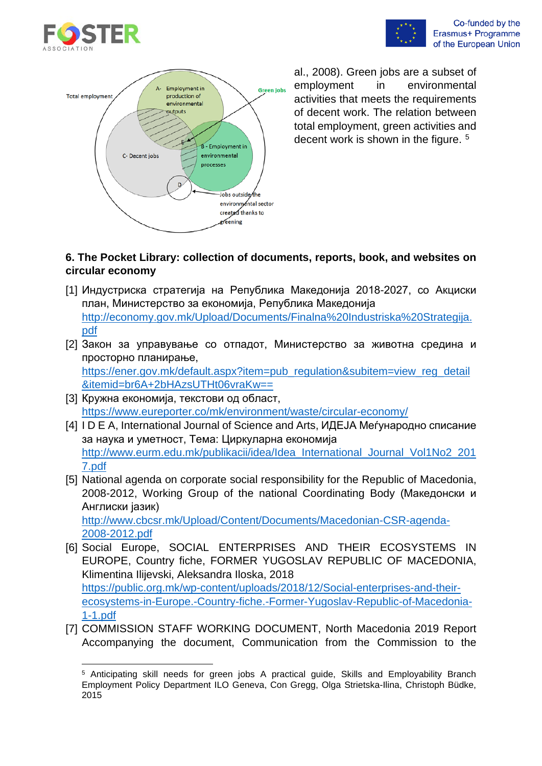al., 2008). Green jobs are a subset of employment in environmental activities that meets the requirements of decent work. The relation between total employment, green activities and decent work is shown in the figure. [5]

## 6. The Pocket Library: collection of documents, reports, book, and websites on circular economy

[1] Индустриска стратегија на Република Македонија 2018-2027, со Акциски план, Министерство за економија, Република Македонија http://economy.gov.mk/Upload/Documents/Finalna%20Industriska%20Strategija.pdf

[2] Закон за управување со отпадот, Министерство за животна средина и просторно планирање, https://ener.gov.mk/default.aspx?item=pub_regulation&subitem=view_reg_detail&itemid=br6A+2bHAzsUTHt06vraKw==

[3] Кружна економија, текстови од област, https://www.eureporter.co/mk/environment/waste/circular-economy/

[4] I D E A, International Journal of Science and Arts, ИДЕЈА Меѓународно списание за наука и уметност, Тема: Циркуларна економија http://www.eurm.edu.mk/publikacii/idea/Idea_International_Journal_Vol1No2_2017.pdf

[5] National agenda on corporate social responsibility for the Republic of Macedonia, 2008-2012, Working Group of the national Coordinating Body (Македонски и Англиски јазик) http://www.cbcsr.mk/Upload/Content/Documents/Macedonian-CSR-agenda-2008-2012.pdf

[6] Social Europe, SOCIAL ENTERPRISES AND THEIR ECOSYSTEMS IN EUROPE, Country fiche, FORMER YUGOSLAV REPUBLIC OF MACEDONIA, Klimentina Ilijevski, Aleksandra Iloska, 2018 https://public.org.mk/wp-content/uploads/2018/12/Social-enterprises-and-their-ecosystems-in-Europe.-Country-fiche.-Former-Yugoslav-Republic-of-Macedonia-1-1.pdf

[7] COMMISSION STAFF WORKING DOCUMENT, North Macedonia 2019 Report Accompanying the document, Communication from the Commission to the

[5] Anticipating skill needs for green jobs A practical guide, Skills and Employability Branch Employment Policy Department ILO Geneva, Con Gregg, Olga Strietska-Ilina, Christoph Büdke, 2015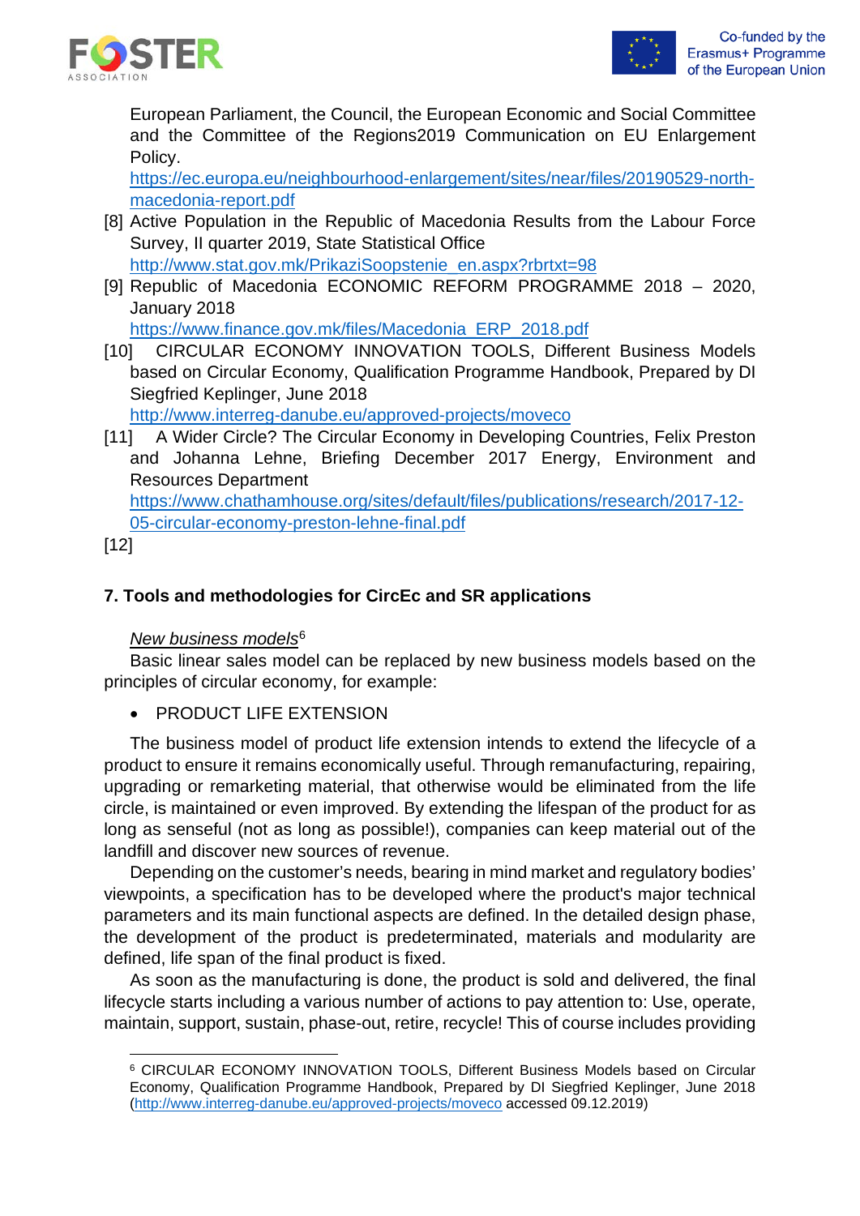European Parliament, the Council, the European Economic and Social Committee and the Committee of the Regions2019 Communication on EU Enlargement Policy.
https://ec.europa.eu/neighbourhood-enlargement/sites/near/files/20190529-north-macedonia-report.pdf

[8] Active Population in the Republic of Macedonia Results from the Labour Force Survey, II quarter 2019, State Statistical Office
http://www.stat.gov.mk/PrikaziSoopstenie_en.aspx?rbrtxt=98

[9] Republic of Macedonia ECONOMIC REFORM PROGRAMME 2018 – 2020, January 2018
https://www.finance.gov.mk/files/Macedonia_ERP_2018.pdf

[10] CIRCULAR ECONOMY INNOVATION TOOLS, Different Business Models based on Circular Economy, Qualification Programme Handbook, Prepared by DI Siegfried Keplinger, June 2018
http://www.interreg-danube.eu/approved-projects/moveco

[11] A Wider Circle? The Circular Economy in Developing Countries, Felix Preston and Johanna Lehne, Briefing December 2017 Energy, Environment and Resources Department
https://www.chathamhouse.org/sites/default/files/publications/research/2017-12-05-circular-economy-preston-lehne-final.pdf

[12]

## 7. Tools and methodologies for CircEc and SR applications

*New business models*[6]

Basic linear sales model can be replaced by new business models based on the principles of circular economy, for example:

- PRODUCT LIFE EXTENSION

The business model of product life extension intends to extend the lifecycle of a product to ensure it remains economically useful. Through remanufacturing, repairing, upgrading or remarketing material, that otherwise would be eliminated from the life circle, is maintained or even improved. By extending the lifespan of the product for as long as senseful (not as long as possible!), companies can keep material out of the landfill and discover new sources of revenue.

Depending on the customer's needs, bearing in mind market and regulatory bodies' viewpoints, a specification has to be developed where the product's major technical parameters and its main functional aspects are defined. In the detailed design phase, the development of the product is predeterminated, materials and modularity are defined, life span of the final product is fixed.

As soon as the manufacturing is done, the product is sold and delivered, the final lifecycle starts including a various number of actions to pay attention to: Use, operate, maintain, support, sustain, phase-out, retire, recycle! This of course includes providing

[6] CIRCULAR ECONOMY INNOVATION TOOLS, Different Business Models based on Circular Economy, Qualification Programme Handbook, Prepared by DI Siegfried Keplinger, June 2018 (http://www.interreg-danube.eu/approved-projects/moveco accessed 09.12.2019)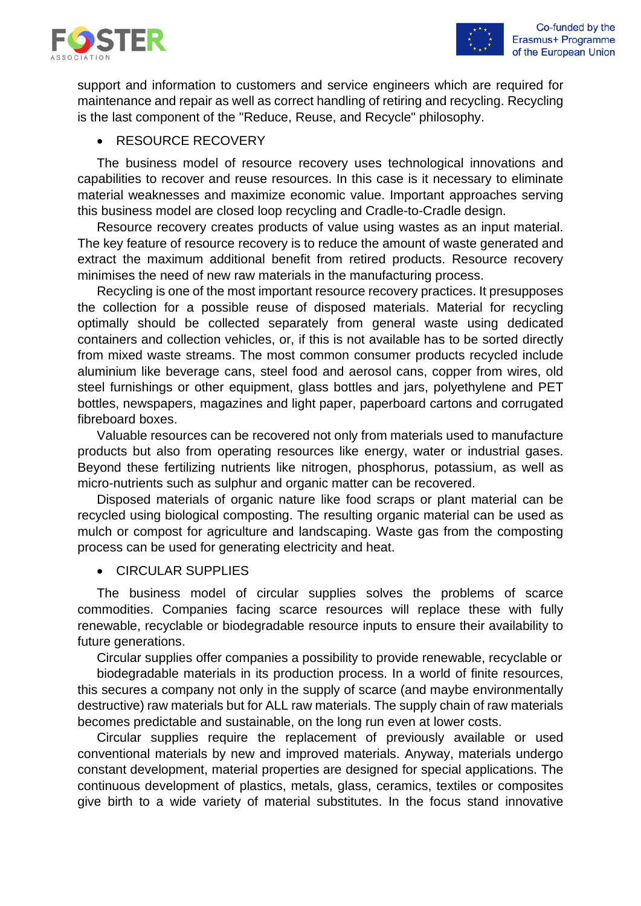support and information to customers and service engineers which are required for maintenance and repair as well as correct handling of retiring and recycling. Recycling is the last component of the "Reduce, Reuse, and Recycle" philosophy.

- RESOURCE RECOVERY

The business model of resource recovery uses technological innovations and capabilities to recover and reuse resources. In this case is it necessary to eliminate material weaknesses and maximize economic value. Important approaches serving this business model are closed loop recycling and Cradle-to-Cradle design.

Resource recovery creates products of value using wastes as an input material. The key feature of resource recovery is to reduce the amount of waste generated and extract the maximum additional benefit from retired products. Resource recovery minimises the need of new raw materials in the manufacturing process.

Recycling is one of the most important resource recovery practices. It presupposes the collection for a possible reuse of disposed materials. Material for recycling optimally should be collected separately from general waste using dedicated containers and collection vehicles, or, if this is not available has to be sorted directly from mixed waste streams. The most common consumer products recycled include aluminium like beverage cans, steel food and aerosol cans, copper from wires, old steel furnishings or other equipment, glass bottles and jars, polyethylene and PET bottles, newspapers, magazines and light paper, paperboard cartons and corrugated fibreboard boxes.

Valuable resources can be recovered not only from materials used to manufacture products but also from operating resources like energy, water or industrial gases. Beyond these fertilizing nutrients like nitrogen, phosphorus, potassium, as well as micro-nutrients such as sulphur and organic matter can be recovered.

Disposed materials of organic nature like food scraps or plant material can be recycled using biological composting. The resulting organic material can be used as mulch or compost for agriculture and landscaping. Waste gas from the composting process can be used for generating electricity and heat.

- CIRCULAR SUPPLIES

The business model of circular supplies solves the problems of scarce commodities. Companies facing scarce resources will replace these with fully renewable, recyclable or biodegradable resource inputs to ensure their availability to future generations.

Circular supplies offer companies a possibility to provide renewable, recyclable or biodegradable materials in its production process. In a world of finite resources, this secures a company not only in the supply of scarce (and maybe environmentally destructive) raw materials but for ALL raw materials. The supply chain of raw materials becomes predictable and sustainable, on the long run even at lower costs.

Circular supplies require the replacement of previously available or used conventional materials by new and improved materials. Anyway, materials undergo constant development, material properties are designed for special applications. The continuous development of plastics, metals, glass, ceramics, textiles or composites give birth to a wide variety of material substitutes. In the focus stand innovative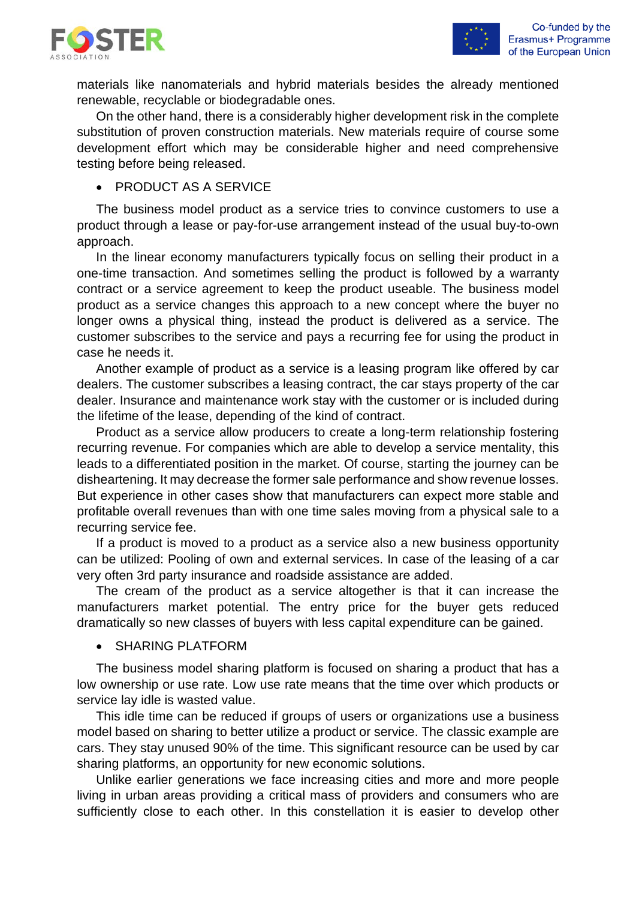materials like nanomaterials and hybrid materials besides the already mentioned renewable, recyclable or biodegradable ones.

On the other hand, there is a considerably higher development risk in the complete substitution of proven construction materials. New materials require of course some development effort which may be considerable higher and need comprehensive testing before being released.

- PRODUCT AS A SERVICE

The business model product as a service tries to convince customers to use a product through a lease or pay-for-use arrangement instead of the usual buy-to-own approach.

In the linear economy manufacturers typically focus on selling their product in a one-time transaction. And sometimes selling the product is followed by a warranty contract or a service agreement to keep the product useable. The business model product as a service changes this approach to a new concept where the buyer no longer owns a physical thing, instead the product is delivered as a service. The customer subscribes to the service and pays a recurring fee for using the product in case he needs it.

Another example of product as a service is a leasing program like offered by car dealers. The customer subscribes a leasing contract, the car stays property of the car dealer. Insurance and maintenance work stay with the customer or is included during the lifetime of the lease, depending of the kind of contract.

Product as a service allow producers to create a long-term relationship fostering recurring revenue. For companies which are able to develop a service mentality, this leads to a differentiated position in the market. Of course, starting the journey can be disheartening. It may decrease the former sale performance and show revenue losses. But experience in other cases show that manufacturers can expect more stable and profitable overall revenues than with one time sales moving from a physical sale to a recurring service fee.

If a product is moved to a product as a service also a new business opportunity can be utilized: Pooling of own and external services. In case of the leasing of a car very often 3rd party insurance and roadside assistance are added.

The cream of the product as a service altogether is that it can increase the manufacturers market potential. The entry price for the buyer gets reduced dramatically so new classes of buyers with less capital expenditure can be gained.

- SHARING PLATFORM

The business model sharing platform is focused on sharing a product that has a low ownership or use rate. Low use rate means that the time over which products or service lay idle is wasted value.

This idle time can be reduced if groups of users or organizations use a business model based on sharing to better utilize a product or service. The classic example are cars. They stay unused 90% of the time. This significant resource can be used by car sharing platforms, an opportunity for new economic solutions.

Unlike earlier generations we face increasing cities and more and more people living in urban areas providing a critical mass of providers and consumers who are sufficiently close to each other. In this constellation it is easier to develop other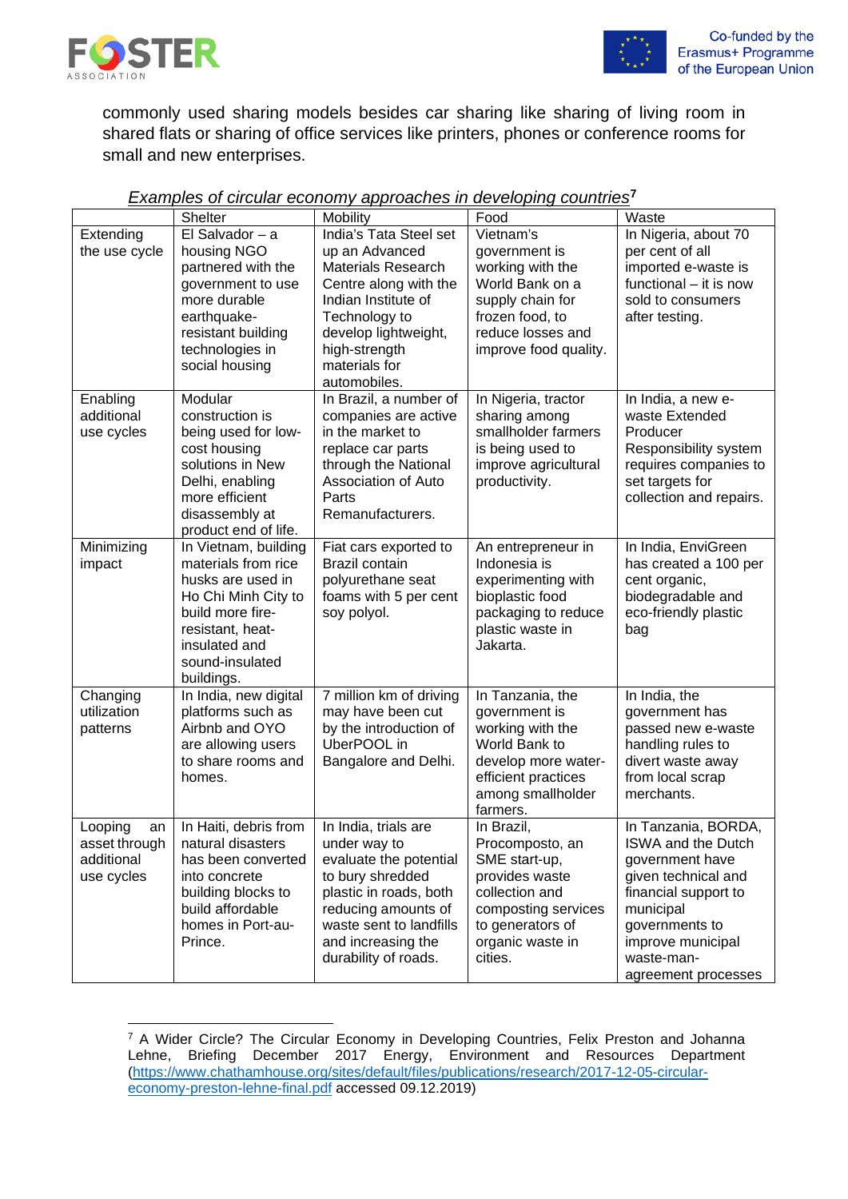commonly used sharing models besides car sharing like sharing of living room in shared flats or sharing of office services like printers, phones or conference rooms for small and new enterprises.

*Examples of circular economy approaches in developing countries*[7]

| | Shelter | Mobility | Food | Waste |
|---|---|---|---|---|
| Extending the use cycle | El Salvador – a housing NGO partnered with the government to use more durable earthquake-resistant building technologies in social housing | India's Tata Steel set up an Advanced Materials Research Centre along with the Indian Institute of Technology to develop lightweight, high-strength materials for automobiles. | Vietnam's government is working with the World Bank on a supply chain for frozen food, to reduce losses and improve food quality. | In Nigeria, about 70 per cent of all imported e-waste is functional – it is now sold to consumers after testing. |
| Enabling additional use cycles | Modular construction is being used for low-cost housing solutions in New Delhi, enabling more efficient disassembly at product end of life. | In Brazil, a number of companies are active in the market to replace car parts through the National Association of Auto Parts Remanufacturers. | In Nigeria, tractor sharing among smallholder farmers is being used to improve agricultural productivity. | In India, a new e-waste Extended Producer Responsibility system requires companies to set targets for collection and repairs. |
| Minimizing impact | In Vietnam, building materials from rice husks are used in Ho Chi Minh City to build more fire-resistant, heat-insulated and sound-insulated buildings. | Fiat cars exported to Brazil contain polyurethane seat foams with 5 per cent soy polyol. | An entrepreneur in Indonesia is experimenting with bioplastic food packaging to reduce plastic waste in Jakarta. | In India, EnviGreen has created a 100 per cent organic, biodegradable and eco-friendly plastic bag |
| Changing utilization patterns | In India, new digital platforms such as Airbnb and OYO are allowing users to share rooms and homes. | 7 million km of driving may have been cut by the introduction of UberPOOL in Bangalore and Delhi. | In Tanzania, the government is working with the World Bank to develop more water-efficient practices among smallholder farmers. | In India, the government has passed new e-waste handling rules to divert waste away from local scrap merchants. |
| Looping an asset through additional use cycles | In Haiti, debris from natural disasters has been converted into concrete building blocks to build affordable homes in Port-au-Prince. | In India, trials are under way to evaluate the potential to bury shredded plastic in roads, both reducing amounts of waste sent to landfills and increasing the durability of roads. | In Brazil, Procomposto, an SME start-up, provides waste collection and composting services to generators of organic waste in cities. | In Tanzania, BORDA, ISWA and the Dutch government have given technical and financial support to municipal governments to improve municipal waste-man-agreement processes |

[7] A Wider Circle? The Circular Economy in Developing Countries, Felix Preston and Johanna Lehne, Briefing December 2017 Energy, Environment and Resources Department (https://www.chathamhouse.org/sites/default/files/publications/research/2017-12-05-circular-economy-preston-lehne-final.pdf accessed 09.12.2019)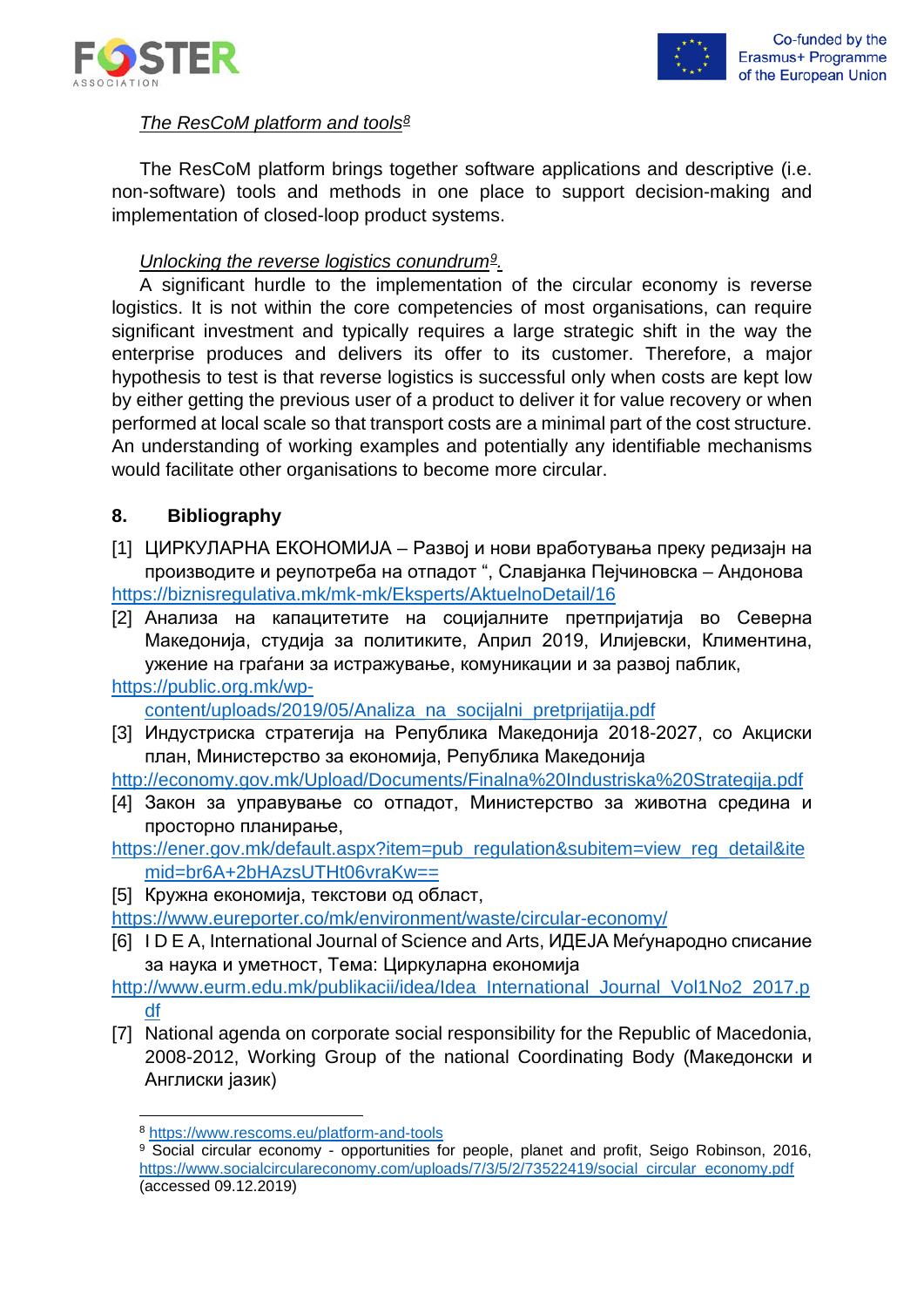*The ResCoM platform and tools*[8]

The ResCoM platform brings together software applications and descriptive (i.e. non-software) tools and methods in one place to support decision-making and implementation of closed-loop product systems.

*Unlocking the reverse logistics conundrum*[9].

A significant hurdle to the implementation of the circular economy is reverse logistics. It is not within the core competencies of most organisations, can require significant investment and typically requires a large strategic shift in the way the enterprise produces and delivers its offer to its customer. Therefore, a major hypothesis to test is that reverse logistics is successful only when costs are kept low by either getting the previous user of a product to deliver it for value recovery or when performed at local scale so that transport costs are a minimal part of the cost structure. An understanding of working examples and potentially any identifiable mechanisms would facilitate other organisations to become more circular.

## 8. Bibliography

[1] ЦИРКУЛАРНА ЕКОНОМИЈА – Развој и нови вработувања преку редизајн на производите и реупотреба на отпадот ", Славјанка Пејчиновска – Андонова https://biznisregulativa.mk/mk-mk/Eksperts/AktuelnoDetail/16

[2] Анализа на капацитетите на социјалните претпријатија во Северна Македонија, студија за политиките, Април 2019, Илијевски, Климентина, ужение на граѓани за истражување, комуникации и за развој паблик, https://public.org.mk/wp-content/uploads/2019/05/Analiza_na_socijalni_pretprijatija.pdf

[3] Индустриска стратегија на Република Македонија 2018-2027, со Акциски план, Министерство за економија, Република Македонија http://economy.gov.mk/Upload/Documents/Finalna%20Industriska%20Strategija.pdf

[4] Закон за управување со отпадот, Министерство за животна средина и просторно планирање, https://ener.gov.mk/default.aspx?item=pub_regulation&subitem=view_reg_detail&itemid=br6A+2bHAzsUTHt06vraKw==

[5] Кружна економија, текстови од област, https://www.eureporter.co/mk/environment/waste/circular-economy/

[6] I D E A, International Journal of Science and Arts, ИДЕЈА Меѓународно списание за наука и уметност, Тема: Циркуларна економија http://www.eurm.edu.mk/publikacii/idea/Idea_International_Journal_Vol1No2_2017.pdf

[7] National agenda on corporate social responsibility for the Republic of Macedonia, 2008-2012, Working Group of the national Coordinating Body (Македонски и Англиски јазик)

---

[8] https://www.rescoms.eu/platform-and-tools

[9] Social circular economy - opportunities for people, planet and profit, Seigo Robinson, 2016, https://www.socialcirculareconomy.com/uploads/7/3/5/2/73522419/social_circular_economy.pdf (accessed 09.12.2019)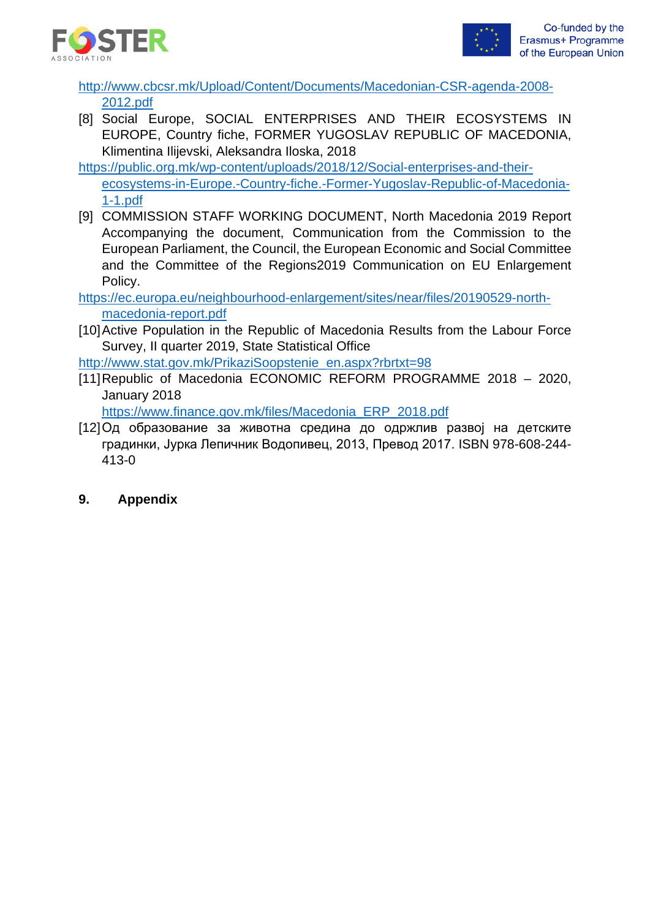http://www.cbcsr.mk/Upload/Content/Documents/Macedonian-CSR-agenda-2008-2012.pdf

[8] Social Europe, SOCIAL ENTERPRISES AND THEIR ECOSYSTEMS IN EUROPE, Country fiche, FORMER YUGOSLAV REPUBLIC OF MACEDONIA, Klimentina Ilijevski, Aleksandra Iloska, 2018
https://public.org.mk/wp-content/uploads/2018/12/Social-enterprises-and-their-ecosystems-in-Europe.-Country-fiche.-Former-Yugoslav-Republic-of-Macedonia-1-1.pdf

[9] COMMISSION STAFF WORKING DOCUMENT, North Macedonia 2019 Report Accompanying the document, Communication from the Commission to the European Parliament, the Council, the European Economic and Social Committee and the Committee of the Regions2019 Communication on EU Enlargement Policy.
https://ec.europa.eu/neighbourhood-enlargement/sites/near/files/20190529-north-macedonia-report.pdf

[10] Active Population in the Republic of Macedonia Results from the Labour Force Survey, II quarter 2019, State Statistical Office
http://www.stat.gov.mk/PrikaziSoopstenie_en.aspx?rbrtxt=98

[11] Republic of Macedonia ECONOMIC REFORM PROGRAMME 2018 – 2020, January 2018
https://www.finance.gov.mk/files/Macedonia_ERP_2018.pdf

[12] Од образование за животна средина до одржлив развој на детските градинки, Јурка Лепичник Водопивец, 2013, Превод 2017. ISBN 978-608-244-413-0

## 9. Appendix